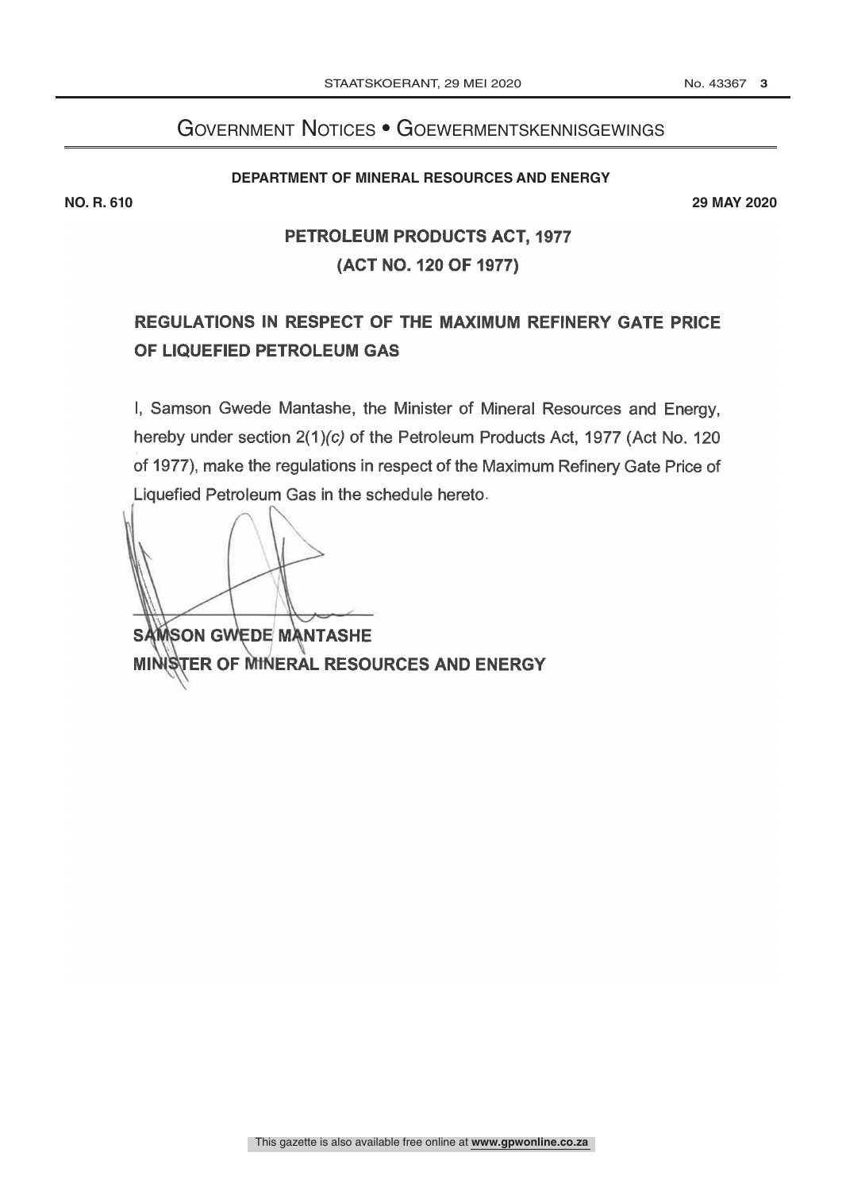# Government Notices • Goewermentskennisgewings

**DEPARTMENT OF MINERAL RESOURCES AND ENERGY**

**NO. R. 610** **29 MAY 2020**

## PETROLEUM PRODUCTS ACT, 1977
## (ACT NO. 120 OF 1977)

## REGULATIONS IN RESPECT OF THE MAXIMUM REFINERY GATE PRICE OF LIQUEFIED PETROLEUM GAS

I, Samson Gwede Mantashe, the Minister of Mineral Resources and Energy, hereby under section 2(1)*(c)* of the Petroleum Products Act, 1977 (Act No. 120 of 1977), make the regulations in respect of the Maximum Refinery Gate Price of Liquefied Petroleum Gas in the schedule hereto.

**SAMSON GWEDE MANTASHE**
**MINISTER OF MINERAL RESOURCES AND ENERGY**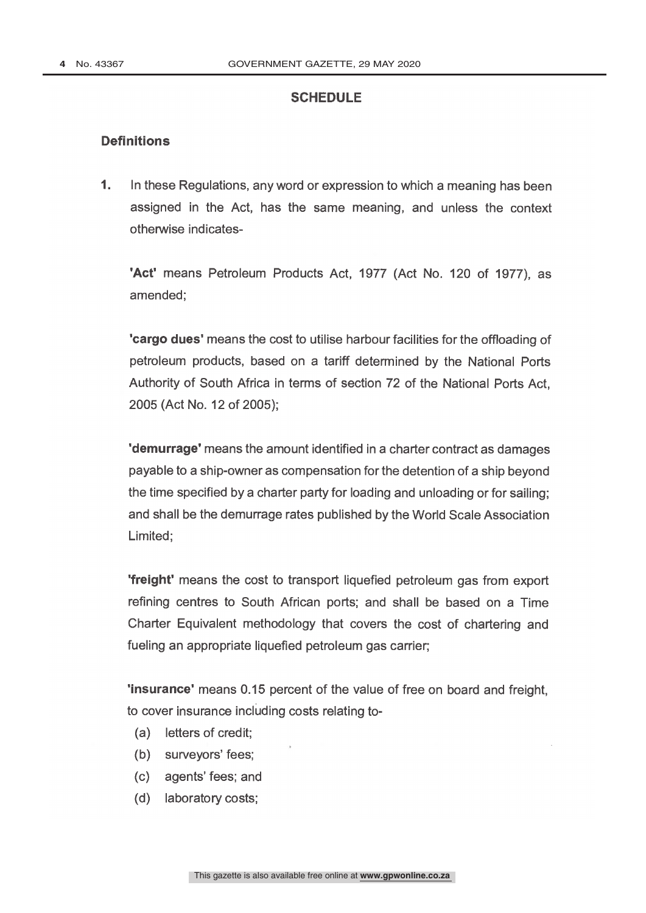## SCHEDULE

### Definitions

**1.** In these Regulations, any word or expression to which a meaning has been assigned in the Act, has the same meaning, and unless the context otherwise indicates-

**'Act'** means Petroleum Products Act, 1977 (Act No. 120 of 1977), as amended;

**'cargo dues'** means the cost to utilise harbour facilities for the offloading of petroleum products, based on a tariff determined by the National Ports Authority of South Africa in terms of section 72 of the National Ports Act, 2005 (Act No. 12 of 2005);

**'demurrage'** means the amount identified in a charter contract as damages payable to a ship-owner as compensation for the detention of a ship beyond the time specified by a charter party for loading and unloading or for sailing; and shall be the demurrage rates published by the World Scale Association Limited;

**'freight'** means the cost to transport liquefied petroleum gas from export refining centres to South African ports; and shall be based on a Time Charter Equivalent methodology that covers the cost of chartering and fueling an appropriate liquefied petroleum gas carrier;

**'insurance'** means 0.15 percent of the value of free on board and freight, to cover insurance including costs relating to-

(a) letters of credit;

(b) surveyors' fees;

(c) agents' fees; and

(d) laboratory costs;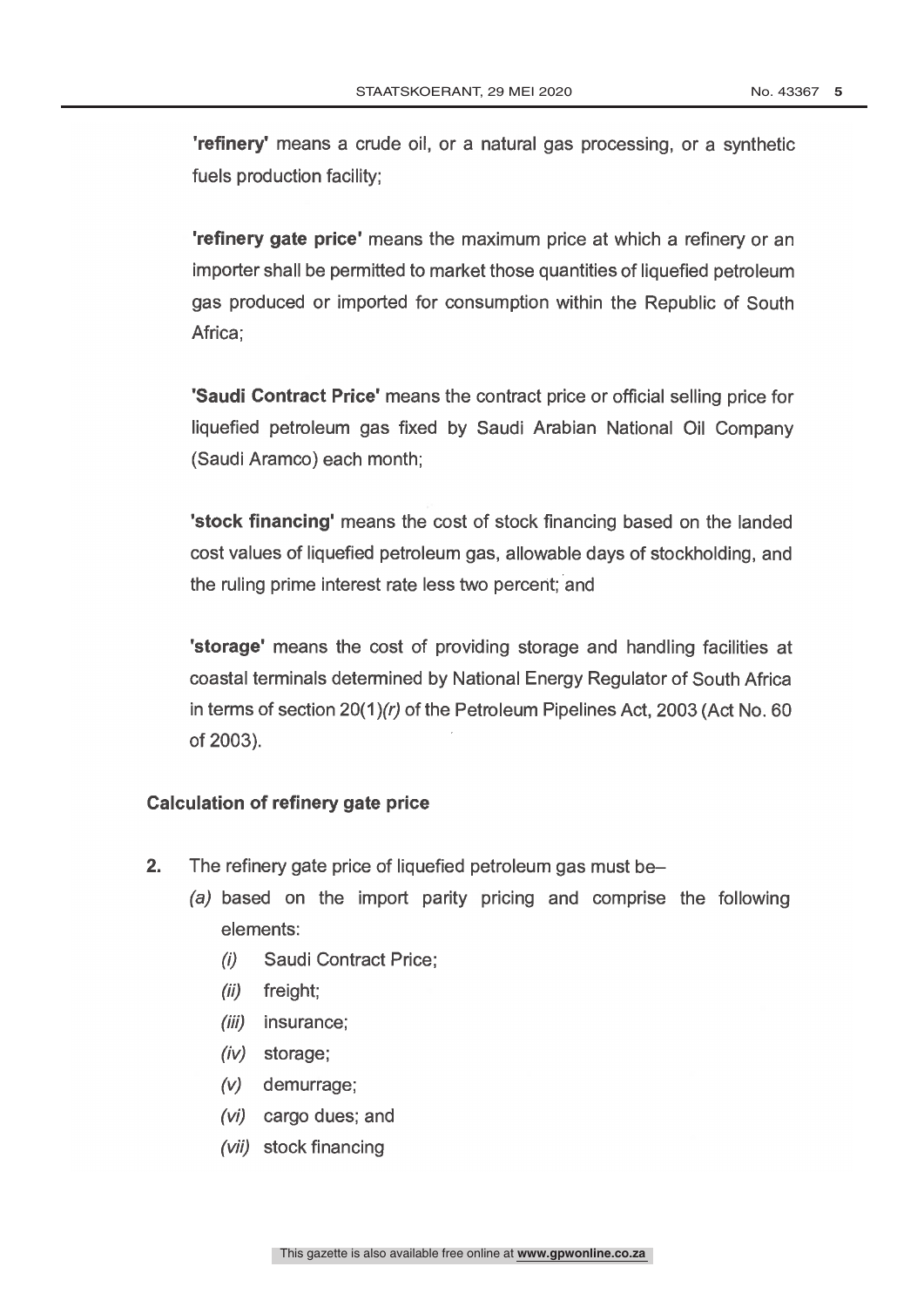**'refinery'** means a crude oil, or a natural gas processing, or a synthetic fuels production facility;

**'refinery gate price'** means the maximum price at which a refinery or an importer shall be permitted to market those quantities of liquefied petroleum gas produced or imported for consumption within the Republic of South Africa;

**'Saudi Contract Price'** means the contract price or official selling price for liquefied petroleum gas fixed by Saudi Arabian National Oil Company (Saudi Aramco) each month;

**'stock financing'** means the cost of stock financing based on the landed cost values of liquefied petroleum gas, allowable days of stockholding, and the ruling prime interest rate less two percent; and

**'storage'** means the cost of providing storage and handling facilities at coastal terminals determined by National Energy Regulator of South Africa in terms of section 20(1)*(r)* of the Petroleum Pipelines Act, 2003 (Act No. 60 of 2003).

### Calculation of refinery gate price

**2.** The refinery gate price of liquefied petroleum gas must be–

*(a)* based on the import parity pricing and comprise the following elements:

*(i)* Saudi Contract Price;

*(ii)* freight;

*(iii)* insurance;

*(iv)* storage;

*(v)* demurrage;

*(vi)* cargo dues; and

*(vii)* stock financing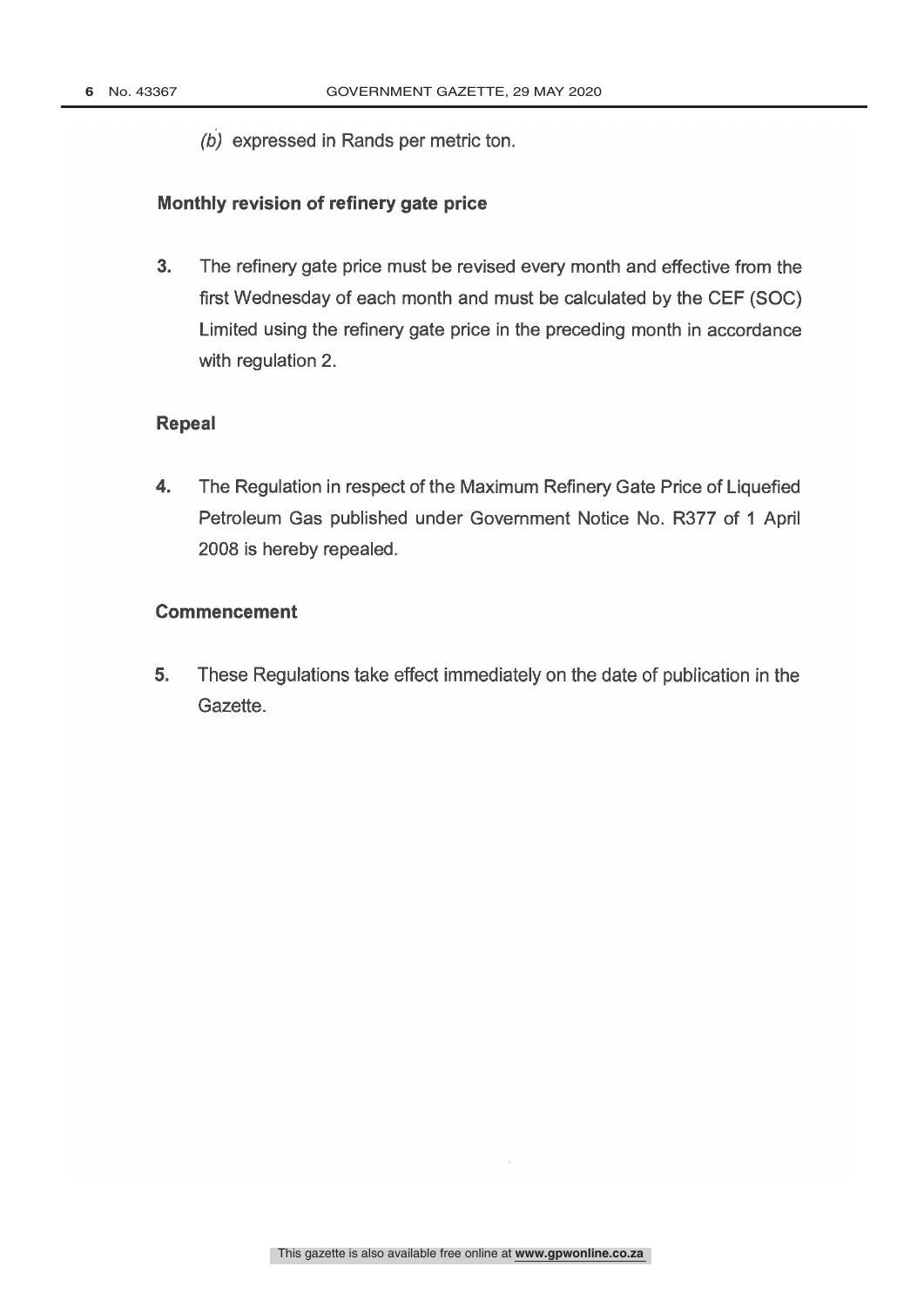*(b)* expressed in Rands per metric ton.

**Monthly revision of refinery gate price**

**3.** The refinery gate price must be revised every month and effective from the first Wednesday of each month and must be calculated by the CEF (SOC) Limited using the refinery gate price in the preceding month in accordance with regulation 2.

**Repeal**

**4.** The Regulation in respect of the Maximum Refinery Gate Price of Liquefied Petroleum Gas published under Government Notice No. R377 of 1 April 2008 is hereby repealed.

**Commencement**

**5.** These Regulations take effect immediately on the date of publication in the Gazette.